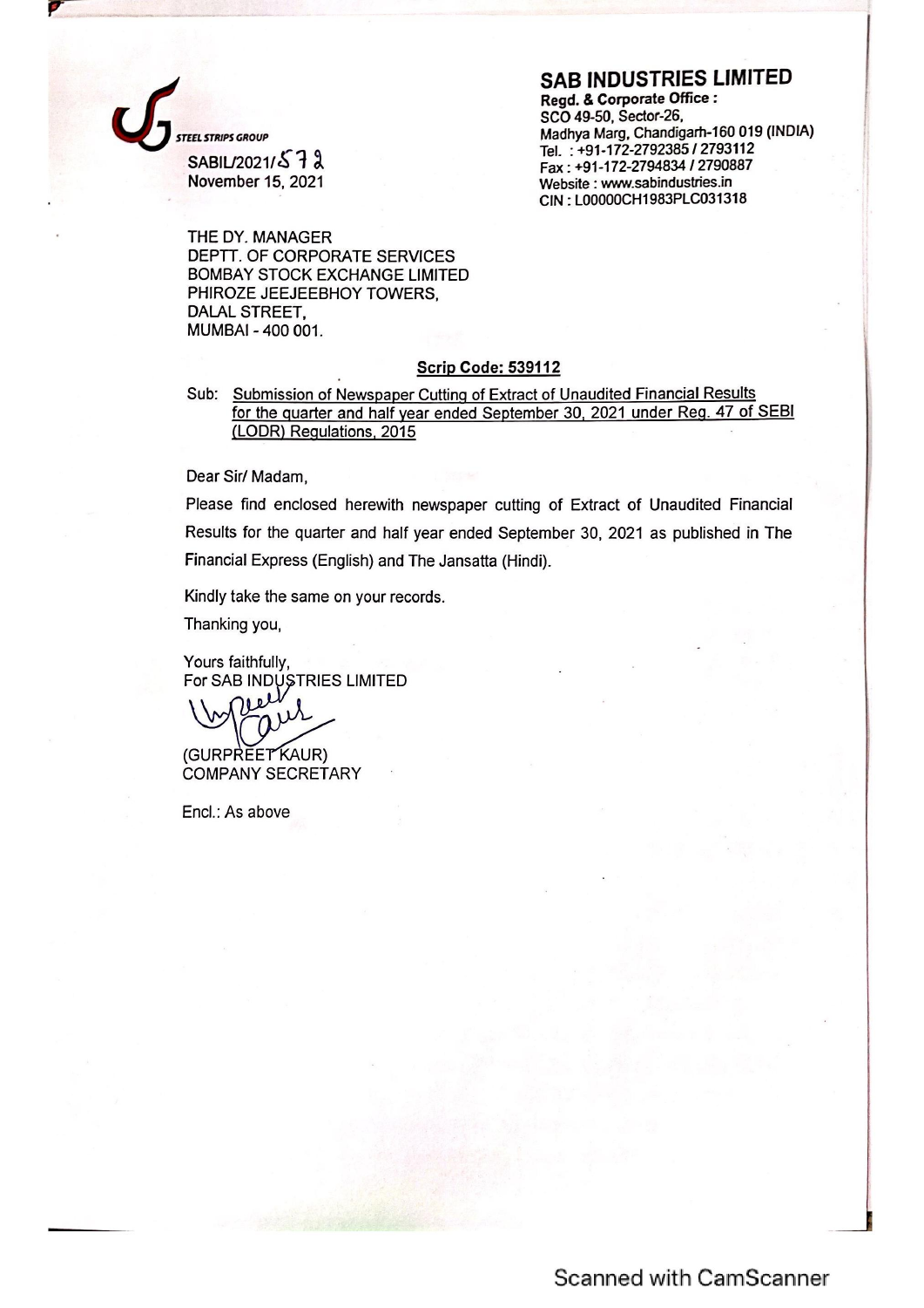STEEL STRIPS GROUP

SABIL/2021/572
November 15, 2021

## SAB INDUSTRIES LIMITED

**Regd. & Corporate Office :**
SCO 49-50, Sector-26,
Madhya Marg, Chandigarh-160 019 (INDIA)
Tel. : +91-172-2792385 / 2793112
Fax : +91-172-2794834 / 2790887
Website : www.sabindustries.in
CIN : L00000CH1983PLC031318

THE DY. MANAGER
DEPTT. OF CORPORATE SERVICES
BOMBAY STOCK EXCHANGE LIMITED
PHIROZE JEEJEEBHOY TOWERS,
DALAL STREET,
MUMBAI - 400 001.

**Scrip Code: 539112**

Sub: Submission of Newspaper Cutting of Extract of Unaudited Financial Results for the quarter and half year ended September 30, 2021 under Reg. 47 of SEBI (LODR) Regulations, 2015

Dear Sir/ Madam,

Please find enclosed herewith newspaper cutting of Extract of Unaudited Financial Results for the quarter and half year ended September 30, 2021 as published in The Financial Express (English) and The Jansatta (Hindi).

Kindly take the same on your records.

Thanking you,

Yours faithfully,
For SAB INDUSTRIES LIMITED

(GURPREET KAUR)
COMPANY SECRETARY

Encl.: As above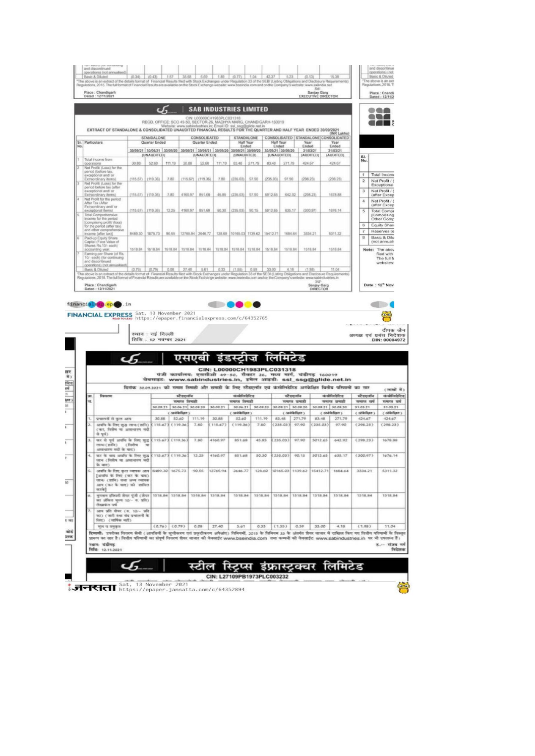| | | | | | | | | | | | | | |
|---|---|---|---|---|---|---|---|---|---|---|---|---|---|
| | and discontinued operations) (not annualised) | | | | | | | | | | | | |
| | Basic & Diluted | (0.34) | (0.43) | 1.57 | 35.68 | 6.69 | 1.89 | (0.77) | 1.04 | 42.37 | 5.23 | (0.13) | 15.38 |

"The above is an extract of the details format of Financial Results filed with Stock Exchanges under Regulation 33 of the SEBI (Listing Obligations and Disclosure Requirements) Regulations, 2015. The full format of Financial Results are available on the Stock Exchange website: www.bseindia.com and on the Company's website: www.sabindia.net

Place : Chandigarh
Dated : 12/11/2021

Sd/-
Sanjay Garg
EXECUTIVE DIRECTOR

# SAB INDUSTRIES LIMITED

CIN: L00000CH1983PLC031318
REGD. OFFICE: SCO 49-50, SECTOR-26, MADHYA MARG, CHANDIGARH-160019
Website: www.sabindustries.in; Email ID: ssl_ssg@glide.net.in

**EXTRACT OF STANDALONE & CONSOLIDATED UNAUDITED FINANCIAL RESULTS FOR THE QUARTER AND HALF YEAR ENDED 30/09/2021**

(INR Lakhs)

| Sr. No. | Particulars | STANDALONE Quarter Ended | | | CONSOLIDATED Quarter Ended | | | STANDALONE Half Year Ended | | CONSOLIDATED Half Year Ended | | STANDALONE Year Ended | CONSOLIDATED Year Ended |
|---|---|---|---|---|---|---|---|---|---|---|---|---|---|
| | | 30/09/21 | 30/06/21 | 30/09/20 | 30/09/21 | 30/06/21 | 30/09/20 | 30/09/21 | 30/09/20 | 30/09/21 | 30/09/20 | 31/03/21 | 31/03/21 |
| | | (UNAUDITED) | | | (UNAUDITED) | | | (UNAUDITED) | | (UNAUDITED) | | (AUDITED) | (AUDITED) |
| 1 | Total income from operations | 30.88 | 52.60 | 111.19 | 30.88 | 52.60 | 111.19 | 83.48 | 271.79 | 83.48 | 271.79 | 424.67 | 424.67 |
| 2 | Net Profit/ (Loss) for the period (before tax, exceptional and/ or Extraordinary items) | (115.67) | (119.36) | 7.80 | (115.67) | (119.36) | 7.80 | (235.03) | 97.90 | (235.03) | 97.90 | (298.23) | (298.23) |
| 3 | Net Profit/ (Loss) for the period before tax (after exceptional and/ or Extraordinary items) | (115.67) | (119.36) | 7.80 | 4160.97 | 851.68 | 45.85 | (235.03) | 97.90 | 5012.65 | 642.92 | (298.23) | 1678.88 |
| 4 | Net Profit for the period After Tax (After Extraordinary and/ or exceptional Items) | (115.67) | (119.36) | 12.25 | 4160.97 | 851.68 | 50.30 | (235.03) | 90.15 | 5012.65 | 635.17 | (300.97) | 1676.14 |
| 5 | Total Comprehensive income for the period [comprising profit/ (loss) for the period (after tax) and other comprehensive income (after tax)] | 8489.30 | 1675.73 | 90.55 | 12765.94 | 2646.77 | 128.60 | 10165.03 | 1139.62 | 15412.71 | 1684.64 | 3334.21 | 5311.32 |
| 6 | Paid-up Equity Share Capital (Face Value of Shares Rs.10/- each) accounting year | 1518.84 | 1518.84 | 1518.84 | 1518.84 | 1518.84 | 1518.84 | 1518.84 | 1518.84 | 1518.84 | 1518.84 | 1518.84 | 1518.84 |
| 7 | Earning per Share (of Rs. 10/- each) (for continuing and discontinued operations) (not annualised) | | | | | | | | | | | | |
| | Basic & Diluted | (0.76) | (0.79) | 0.08 | 27.40 | 5.61 | 0.33 | (1.55) | 0.59 | 33.00 | 4.18 | (1.98) | 11.04 |

"The above is an extract of the details format of Financial Results filed with Stock Exchanges under Regulation 33 of the SEBI (Listing Obligations and Disclosure Requirements) Regulations, 2015. The full format of Financial Results are available on the Stock Exchange website: www.bseindia.com and on the Company's website: www.sabindustries.in

Place : Chandigarh
Dated : 12/11/2021

Sd/-
Sanjay Garg
DIRECTOR

financialexp.epapr.in

FINANCIAL EXPRESS Sat, 13 November 2021 https://epaper.financialexpress.com/c/64352765

स्थान : नई दिल्ली
तिथि : 12 नवम्बर 2021

दीपक जैन
अध्यक्ष एवं प्रबंध निदेशक
DIN: 00004972

# एसएबी इंडस्ट्रीज लिमिटेड

CIN: L00000CH1983PLC031318
पंजी कार्यालय: एससीओ 49-50, सैक्टर 26, मध्य मार्ग, चंडीगढ़ 160019
वेबसाइट: www.sabindustries.in, ईमेल आईडी: ssl_ssg@glide.net.in

**दिनांक 30.09.2021 को समाप्त तिमाही और छमाही के लिए स्टैंडअलोन एवं कंसोलिडेटिड अनंकेक्षित वित्तीय परिणामों का सार**

(लाखों में)

| क्र. सं. | विवरण | स्टैंडअलोन समाप्त तिमाही | | | कंसोलिडेटिड समाप्त तिमाही | | | स्टैंडअलोन समाप्त छमाही | | कंसोलिडेटिड समाप्त छमाही | | स्टैंडअलोन समाप्त वर्ष | कंसोलिडेटिड समाप्त वर्ष |
|---|---|---|---|---|---|---|---|---|---|---|---|---|---|
| | | 30.09.21 | 30.06.21 | 30.09.20 | 30.09.21 | 30.06.21 | 30.09.20 | 30.09.21 | 30.09.20 | 30.09.21 | 30.09.20 | 31.03.21 | 31.03.21 |
| | | (अनंकेक्षित) | | | (अनंकेक्षित) | | | (अनंकेक्षित) | | (अनंकेक्षित) | | (अंकेक्षित) | (अंकेक्षित) |
| 1. | प्रचालनों से कुल आय | 30.88 | 52.60 | 111.19 | 30.88 | 52.60 | 111.19 | 83.48 | 271.79 | 83.48 | 271.79 | 424.67 | 424.67 |
| 2. | अवधि के लिए शुद्ध लाभ/(हानि) (कर, विशेष या असाधारण मदों से पूर्व) | (115.67) | (119.36) | 7.80 | (115.67) | (119.36) | 7.80 | (235.03) | 97.90 | (235.03) | 97.90 | (298.23) | (298.23) |
| 3. | कर से पूर्व अवधि के लिए शुद्ध लाभ/(हानि) (विशेष या असाधारण मदों के बाद) | (115.67) | (119.36) | 7.80 | 4160.97 | 851.68 | 45.85 | (235.03) | 97.90 | 5012.65 | 642.92 | (298.23) | 1678.88 |
| 4. | कर के बाद अवधि के लिए शुद्ध लाभ (विशेष या असाधारण मदों के बाद) | (115.67) | (119.36) | 12.25 | 4160.97 | 851.68 | 50.30 | (235.03) | 90.15 | 5012.65 | 635.17 | (300.97) | 1676.14 |
| 5. | अवधि के लिए कुल व्यापक आय [अवधि के लिए (कर के बाद) लाभ/(हानि) तथा अन्य व्यापक आय (कर के बाद) को शामिल करके] | 8489.30 | 1675.73 | 90.55 | 12765.94 | 2646.77 | 128.60 | 10165.03 | 1139.62 | 15412.71 | 1684.64 | 3334.21 | 5311.32 |
| 6. | भुगतान इक्विटी शेयर पूंजी (शेयर का अंकित मूल्य 10/- रु. प्रति) लेखाकरण वर्ष | 1518.84 | 1518.84 | 1518.84 | 1518.84 | 1518.84 | 1518.84 | 1518.84 | 1518.84 | 1518.84 | 1518.84 | 1518.84 | 1518.84 |
| 7. | आय प्रति शेयर (रु. 10/- प्रति का) (जारी तथा बंद प्रचालनों के लिए) (वार्षिक नहीं) | | | | | | | | | | | | |
| | मूल व तनुकृत | (0.76) | (0.79) | 0.08 | 27.40 | 5.61 | 0.33 | (1.55) | 0.59 | 33.00 | 4.18 | (1.98) | 11.04 |

टिप्पणी: उपरोक्त विवरण सेबी (आपत्तियों के सूचीकरण एवं प्रकटीकरण अपेक्षाएं) विनियमों, 2015 के विनियम 33 के अंतर्गत शेयर बाजार में दाखिल किए गए वित्तीय परिणामों के विस्तृत प्रारूप का सार है। वित्तीय परिणामों का संपूर्ण विवरण शेयर बाजार की वेबसाइट www.bseindia.com तथा कम्पनी की वेबसाइट www.sabindustries.in पर भी उपलब्ध है।

स्थान: चंडीगढ़
तिथि: 12.11.2021

ह./- संजय गर्ग
निदेशक

# स्टील स्ट्रिप्स इंफ्रास्ट्रक्चर लिमिटेड

CIN: L27109PB1973PLC003232

जनसत्ता Sat, 13 November 2021 https://epaper.jansatta.com/c/64352894